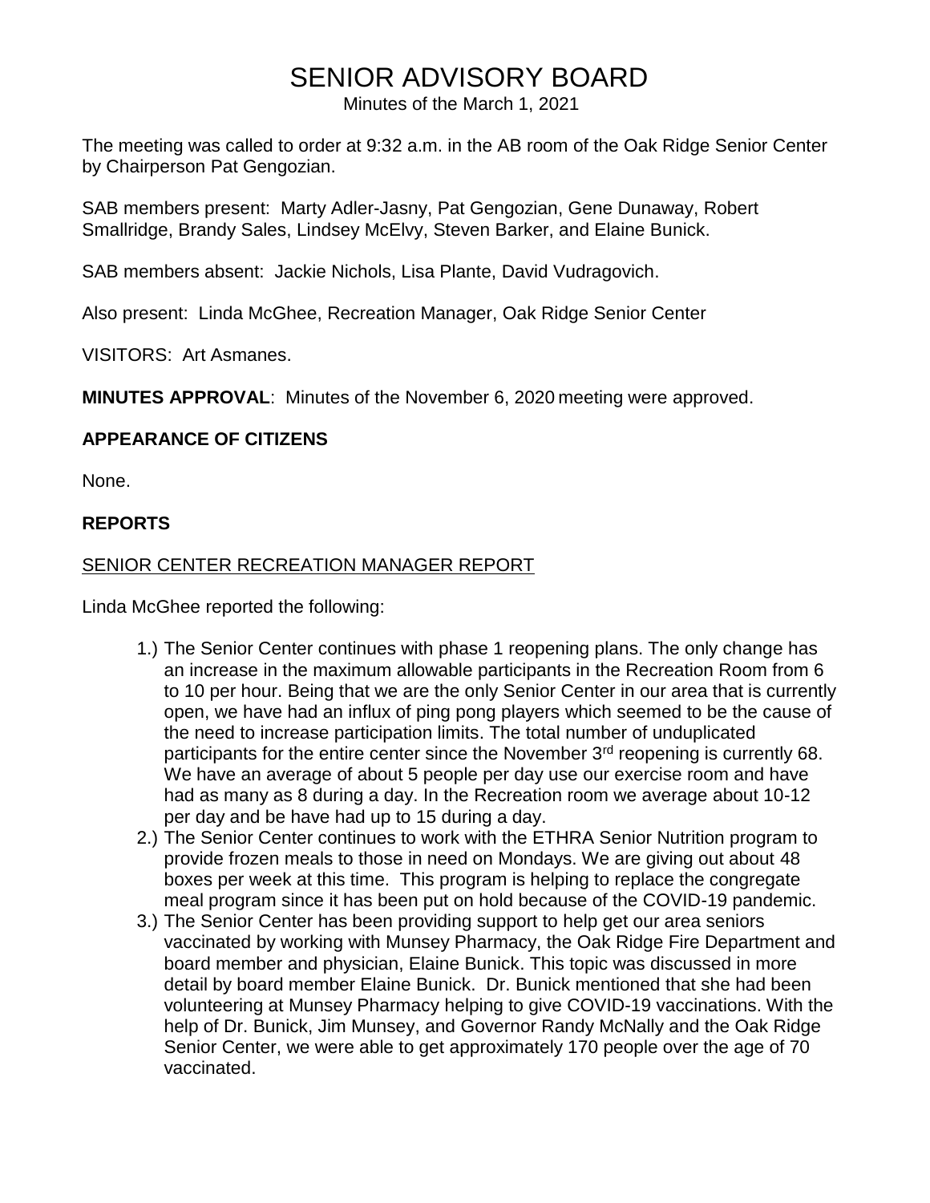# SENIOR ADVISORY BOARD

Minutes of the March 1, 2021

The meeting was called to order at 9:32 a.m. in the AB room of the Oak Ridge Senior Center by Chairperson Pat Gengozian.

SAB members present: Marty Adler-Jasny, Pat Gengozian, Gene Dunaway, Robert Smallridge, Brandy Sales, Lindsey McElvy, Steven Barker, and Elaine Bunick.

SAB members absent: Jackie Nichols, Lisa Plante, David Vudragovich.

Also present: Linda McGhee, Recreation Manager, Oak Ridge Senior Center

VISITORS: Art Asmanes.

**MINUTES APPROVAL**: Minutes of the November 6, 2020 meeting were approved.

## APPEARANCE OF CITIZENS

None.

## REPORTS

### SENIOR CENTER RECREATION MANAGER REPORT

Linda McGhee reported the following:

1.) The Senior Center continues with phase 1 reopening plans. The only change has an increase in the maximum allowable participants in the Recreation Room from 6 to 10 per hour. Being that we are the only Senior Center in our area that is currently open, we have had an influx of ping pong players which seemed to be the cause of the need to increase participation limits. The total number of unduplicated participants for the entire center since the November 3rd reopening is currently 68. We have an average of about 5 people per day use our exercise room and have had as many as 8 during a day. In the Recreation room we average about 10-12 per day and be have had up to 15 during a day.

2.) The Senior Center continues to work with the ETHRA Senior Nutrition program to provide frozen meals to those in need on Mondays. We are giving out about 48 boxes per week at this time. This program is helping to replace the congregate meal program since it has been put on hold because of the COVID-19 pandemic.

3.) The Senior Center has been providing support to help get our area seniors vaccinated by working with Munsey Pharmacy, the Oak Ridge Fire Department and board member and physician, Elaine Bunick. This topic was discussed in more detail by board member Elaine Bunick. Dr. Bunick mentioned that she had been volunteering at Munsey Pharmacy helping to give COVID-19 vaccinations. With the help of Dr. Bunick, Jim Munsey, and Governor Randy McNally and the Oak Ridge Senior Center, we were able to get approximately 170 people over the age of 70 vaccinated.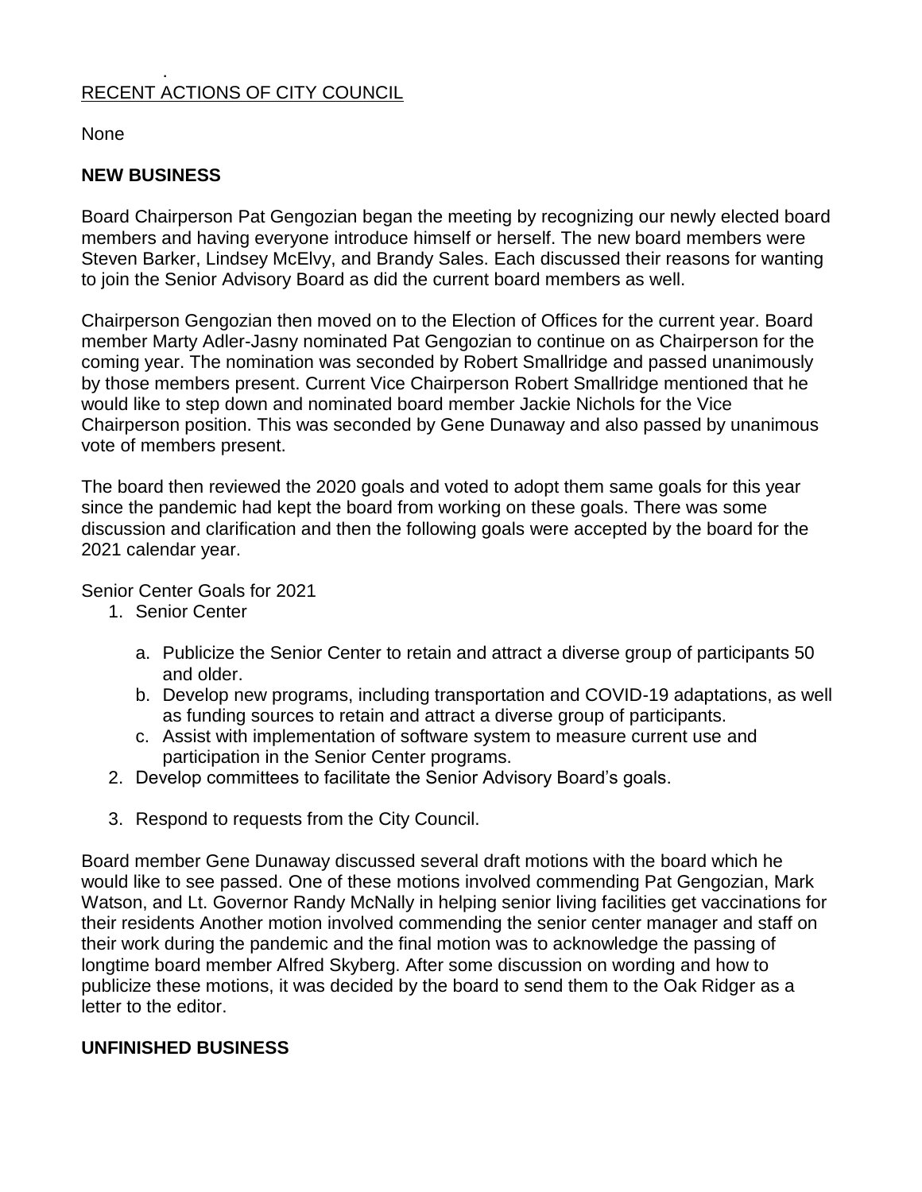RECENT ACTIONS OF CITY COUNCIL

None

**NEW BUSINESS**

Board Chairperson Pat Gengozian began the meeting by recognizing our newly elected board members and having everyone introduce himself or herself. The new board members were Steven Barker, Lindsey McElvy, and Brandy Sales. Each discussed their reasons for wanting to join the Senior Advisory Board as did the current board members as well.

Chairperson Gengozian then moved on to the Election of Offices for the current year. Board member Marty Adler-Jasny nominated Pat Gengozian to continue on as Chairperson for the coming year. The nomination was seconded by Robert Smallridge and passed unanimously by those members present. Current Vice Chairperson Robert Smallridge mentioned that he would like to step down and nominated board member Jackie Nichols for the Vice Chairperson position. This was seconded by Gene Dunaway and also passed by unanimous vote of members present.

The board then reviewed the 2020 goals and voted to adopt them same goals for this year since the pandemic had kept the board from working on these goals. There was some discussion and clarification and then the following goals were accepted by the board for the 2021 calendar year.

Senior Center Goals for 2021

1. Senior Center
   a. Publicize the Senior Center to retain and attract a diverse group of participants 50 and older.
   b. Develop new programs, including transportation and COVID-19 adaptations, as well as funding sources to retain and attract a diverse group of participants.
   c. Assist with implementation of software system to measure current use and participation in the Senior Center programs.
2. Develop committees to facilitate the Senior Advisory Board's goals.
3. Respond to requests from the City Council.

Board member Gene Dunaway discussed several draft motions with the board which he would like to see passed. One of these motions involved commending Pat Gengozian, Mark Watson, and Lt. Governor Randy McNally in helping senior living facilities get vaccinations for their residents Another motion involved commending the senior center manager and staff on their work during the pandemic and the final motion was to acknowledge the passing of longtime board member Alfred Skyberg. After some discussion on wording and how to publicize these motions, it was decided by the board to send them to the Oak Ridger as a letter to the editor.

**UNFINISHED BUSINESS**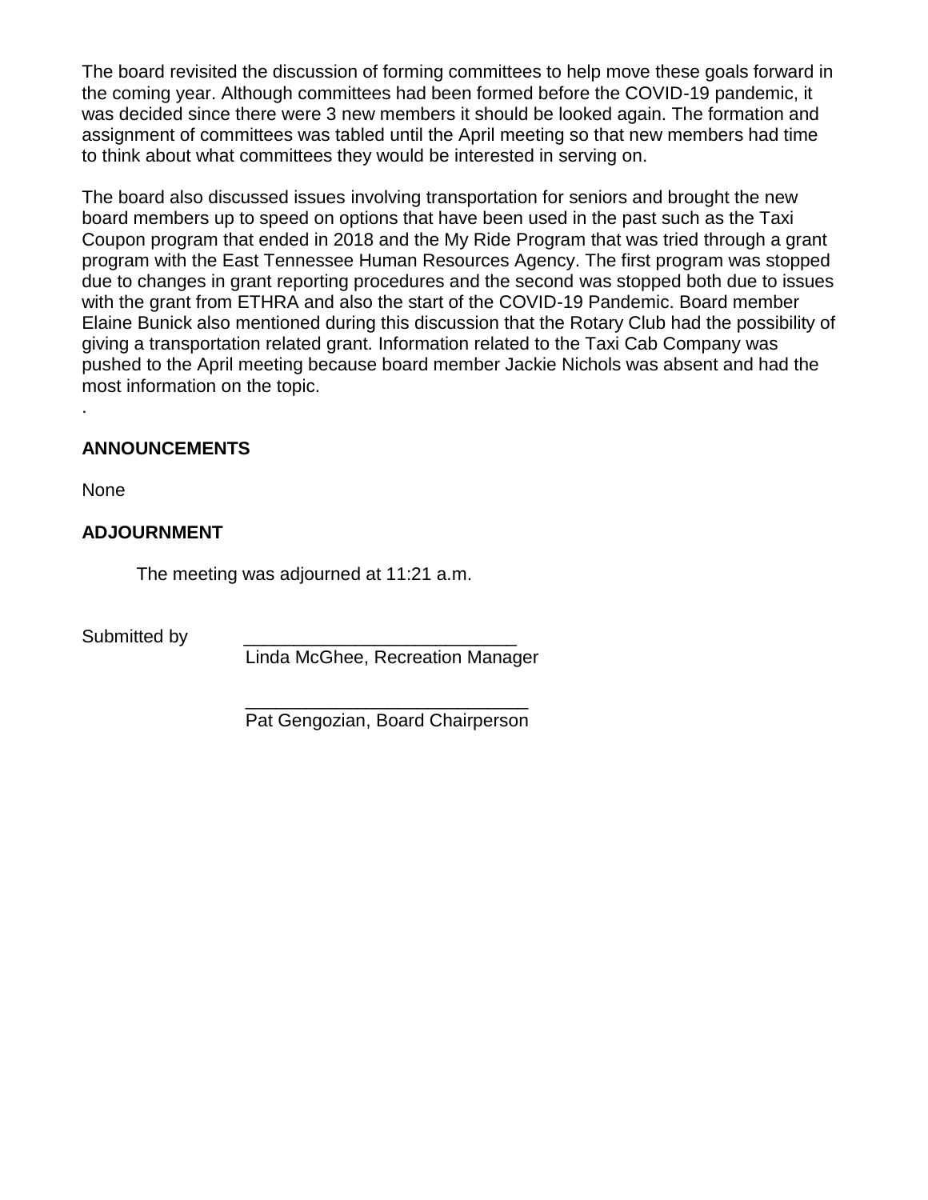The board revisited the discussion of forming committees to help move these goals forward in the coming year. Although committees had been formed before the COVID-19 pandemic, it was decided since there were 3 new members it should be looked again. The formation and assignment of committees was tabled until the April meeting so that new members had time to think about what committees they would be interested in serving on.

The board also discussed issues involving transportation for seniors and brought the new board members up to speed on options that have been used in the past such as the Taxi Coupon program that ended in 2018 and the My Ride Program that was tried through a grant program with the East Tennessee Human Resources Agency. The first program was stopped due to changes in grant reporting procedures and the second was stopped both due to issues with the grant from ETHRA and also the start of the COVID-19 Pandemic. Board member Elaine Bunick also mentioned during this discussion that the Rotary Club had the possibility of giving a transportation related grant. Information related to the Taxi Cab Company was pushed to the April meeting because board member Jackie Nichols was absent and had the most information on the topic.

.

**ANNOUNCEMENTS**

None

**ADJOURNMENT**

The meeting was adjourned at 11:21 a.m.

Submitted by ___________________________
Linda McGhee, Recreation Manager

___________________________
Pat Gengozian, Board Chairperson